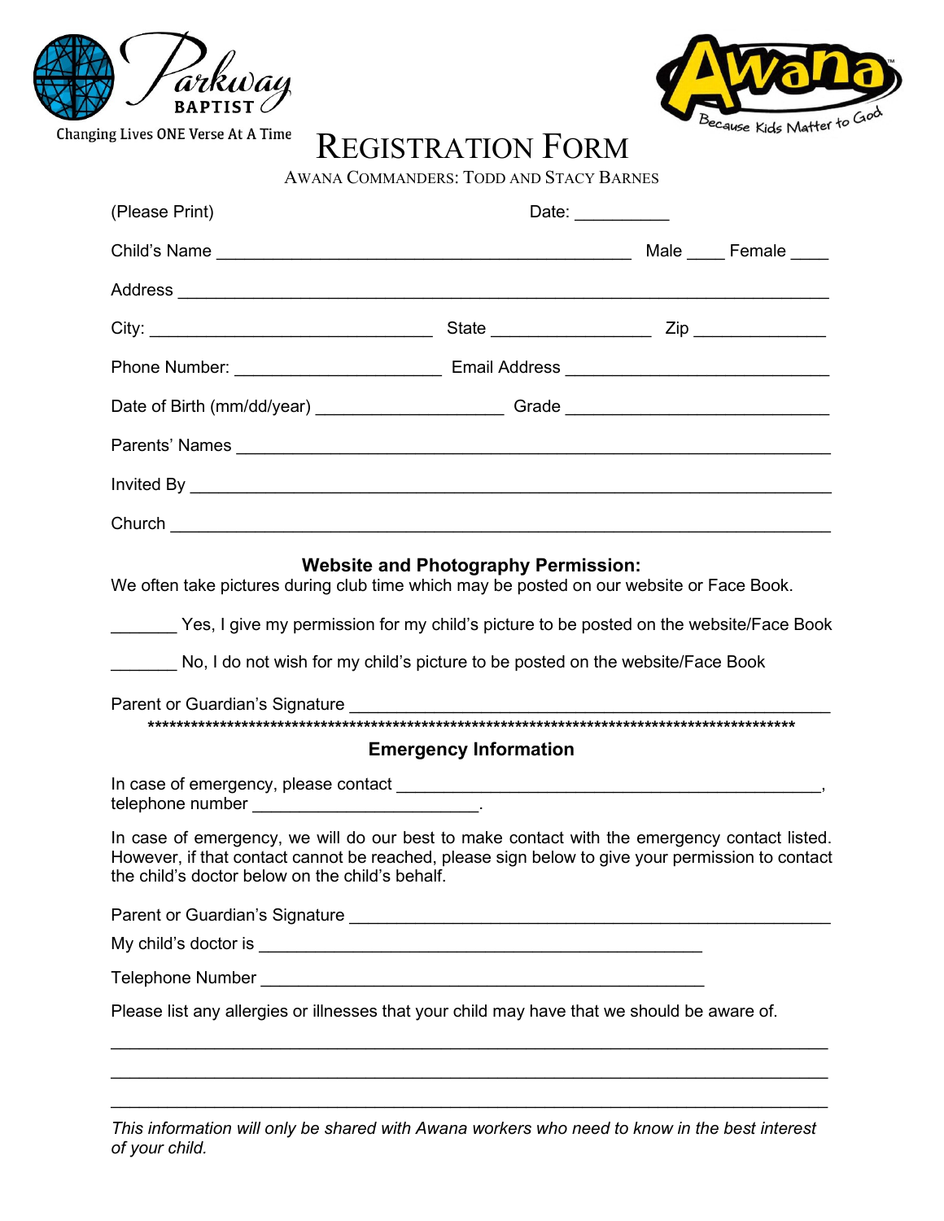Parkway BAPTIST

Changing Lives ONE Verse At A Time

Awana

Because Kids Matter to God

# REGISTRATION FORM

AWANA COMMANDERS: TODD AND STACY BARNES

(Please Print) Date: __________

Child's Name ____________________________________________ Male ____ Female ____

Address ______________________________________________________________________

City: ______________________________ State _________________ Zip ______________

Phone Number: ______________________ Email Address ____________________________

Date of Birth (mm/dd/year) ____________________ Grade ____________________________

Parents' Names _________________________________________________________________

Invited By _____________________________________________________________________

Church ________________________________________________________________________

## Website and Photography Permission:

We often take pictures during club time which may be posted on our website or Face Book.

_______ Yes, I give my permission for my child's picture to be posted on the website/Face Book

_______ No, I do not wish for my child's picture to be posted on the website/Face Book

Parent or Guardian's Signature ___________________________________________________

**************************************************************************************************

## Emergency Information

In case of emergency, please contact _____________________________________________, telephone number ________________________.

In case of emergency, we will do our best to make contact with the emergency contact listed. However, if that contact cannot be reached, please sign below to give your permission to contact the child's doctor below on the child's behalf.

Parent or Guardian's Signature ___________________________________________________

My child's doctor is _______________________________________________

Telephone Number _________________________________________________

Please list any allergies or illnesses that your child may have that we should be aware of.

__________________________________________________________________________________

__________________________________________________________________________________

__________________________________________________________________________________

*This information will only be shared with Awana workers who need to know in the best interest of your child.*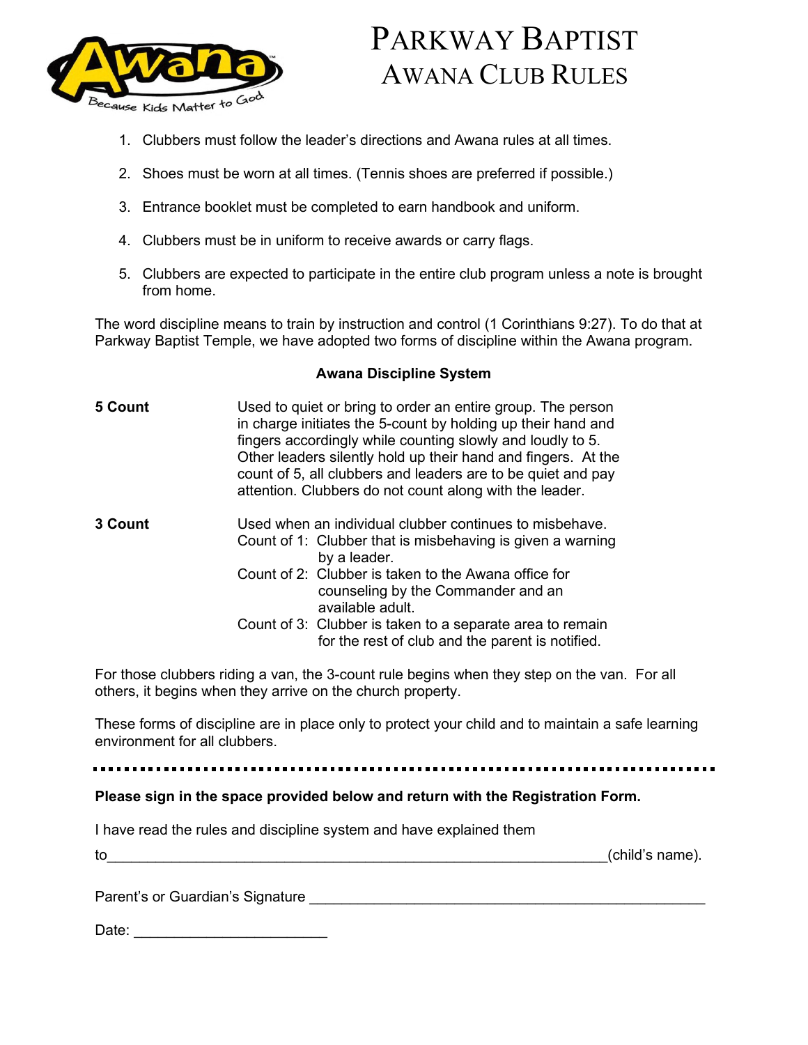# Parkway Baptist
## Awana Club Rules

1. Clubbers must follow the leader's directions and Awana rules at all times.

2. Shoes must be worn at all times. (Tennis shoes are preferred if possible.)

3. Entrance booklet must be completed to earn handbook and uniform.

4. Clubbers must be in uniform to receive awards or carry flags.

5. Clubbers are expected to participate in the entire club program unless a note is brought from home.

The word discipline means to train by instruction and control (1 Corinthians 9:27). To do that at Parkway Baptist Temple, we have adopted two forms of discipline within the Awana program.

**Awana Discipline System**

**5 Count** — Used to quiet or bring to order an entire group. The person in charge initiates the 5-count by holding up their hand and fingers accordingly while counting slowly and loudly to 5. Other leaders silently hold up their hand and fingers. At the count of 5, all clubbers and leaders are to be quiet and pay attention. Clubbers do not count along with the leader.

**3 Count** — Used when an individual clubber continues to misbehave.
- Count of 1: Clubber that is misbehaving is given a warning by a leader.
- Count of 2: Clubber is taken to the Awana office for counseling by the Commander and an available adult.
- Count of 3: Clubber is taken to a separate area to remain for the rest of club and the parent is notified.

For those clubbers riding a van, the 3-count rule begins when they step on the van. For all others, it begins when they arrive on the church property.

These forms of discipline are in place only to protect your child and to maintain a safe learning environment for all clubbers.

---

**Please sign in the space provided below and return with the Registration Form.**

I have read the rules and discipline system and have explained them

to_________________________________________________________________(child's name).

Parent's or Guardian's Signature ___________________________________________________

Date: ________________________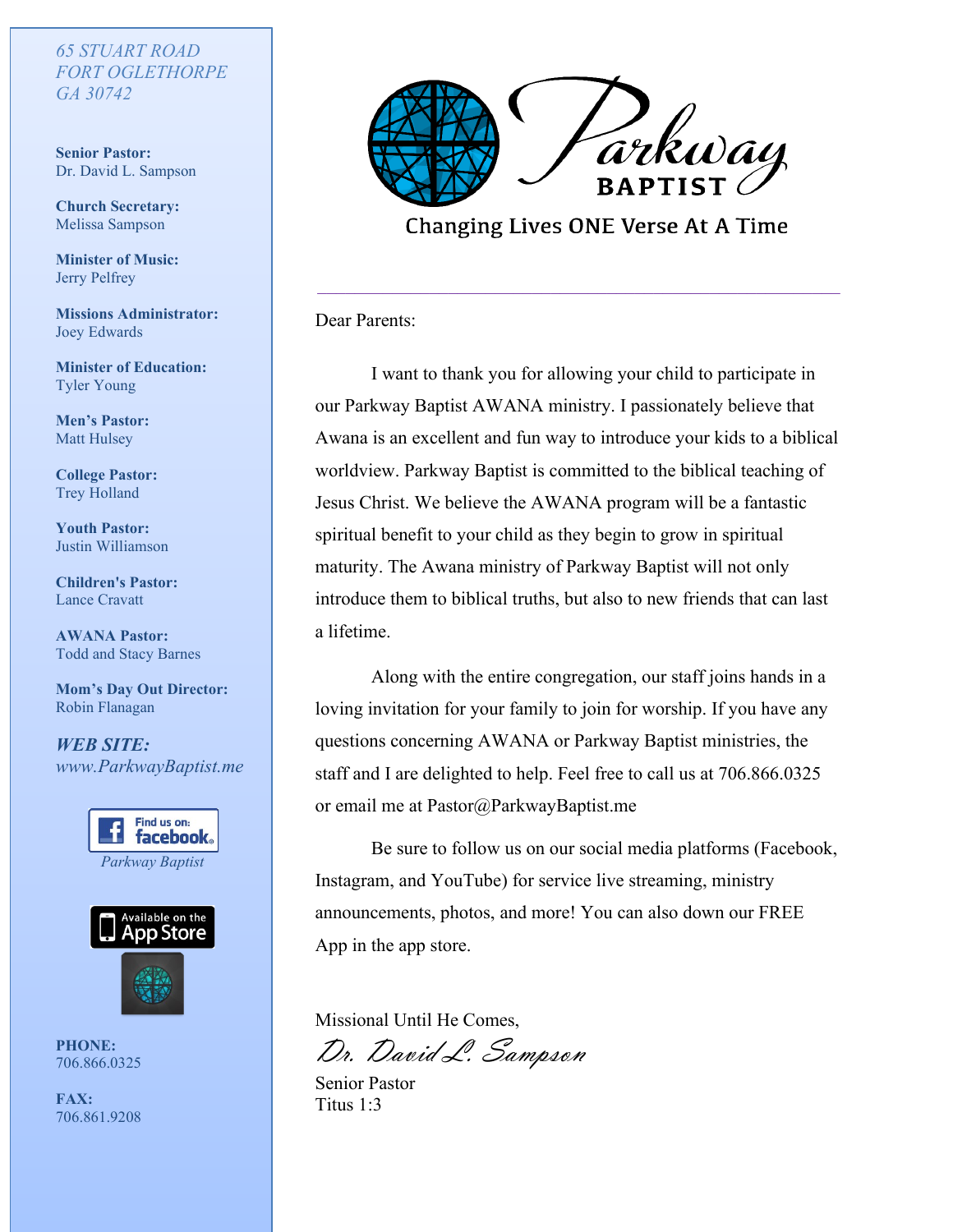65 STUART ROAD
FORT OGLETHORPE
GA 30742

**Senior Pastor:**
Dr. David L. Sampson

**Church Secretary:**
Melissa Sampson

**Minister of Music:**
Jerry Pelfrey

**Missions Administrator:**
Joey Edwards

**Minister of Education:**
Tyler Young

**Men's Pastor:**
Matt Hulsey

**College Pastor:**
Trey Holland

**Youth Pastor:**
Justin Williamson

**Children's Pastor:**
Lance Cravatt

**AWANA Pastor:**
Todd and Stacy Barnes

**Mom's Day Out Director:**
Robin Flanagan

***WEB SITE:***
*www.ParkwayBaptist.me*

Find us on: facebook
*Parkway Baptist*

Available on the App Store

**PHONE:**
706.866.0325

**FAX:**
706.861.9208

# Parkway BAPTIST

Changing Lives ONE Verse At A Time

---

Dear Parents:

I want to thank you for allowing your child to participate in our Parkway Baptist AWANA ministry. I passionately believe that Awana is an excellent and fun way to introduce your kids to a biblical worldview. Parkway Baptist is committed to the biblical teaching of Jesus Christ. We believe the AWANA program will be a fantastic spiritual benefit to your child as they begin to grow in spiritual maturity. The Awana ministry of Parkway Baptist will not only introduce them to biblical truths, but also to new friends that can last a lifetime.

Along with the entire congregation, our staff joins hands in a loving invitation for your family to join for worship. If you have any questions concerning AWANA or Parkway Baptist ministries, the staff and I are delighted to help. Feel free to call us at 706.866.0325 or email me at Pastor@ParkwayBaptist.me

Be sure to follow us on our social media platforms (Facebook, Instagram, and YouTube) for service live streaming, ministry announcements, photos, and more! You can also down our FREE App in the app store.

Missional Until He Comes,

*Dr. David L. Sampson*

Senior Pastor
Titus 1:3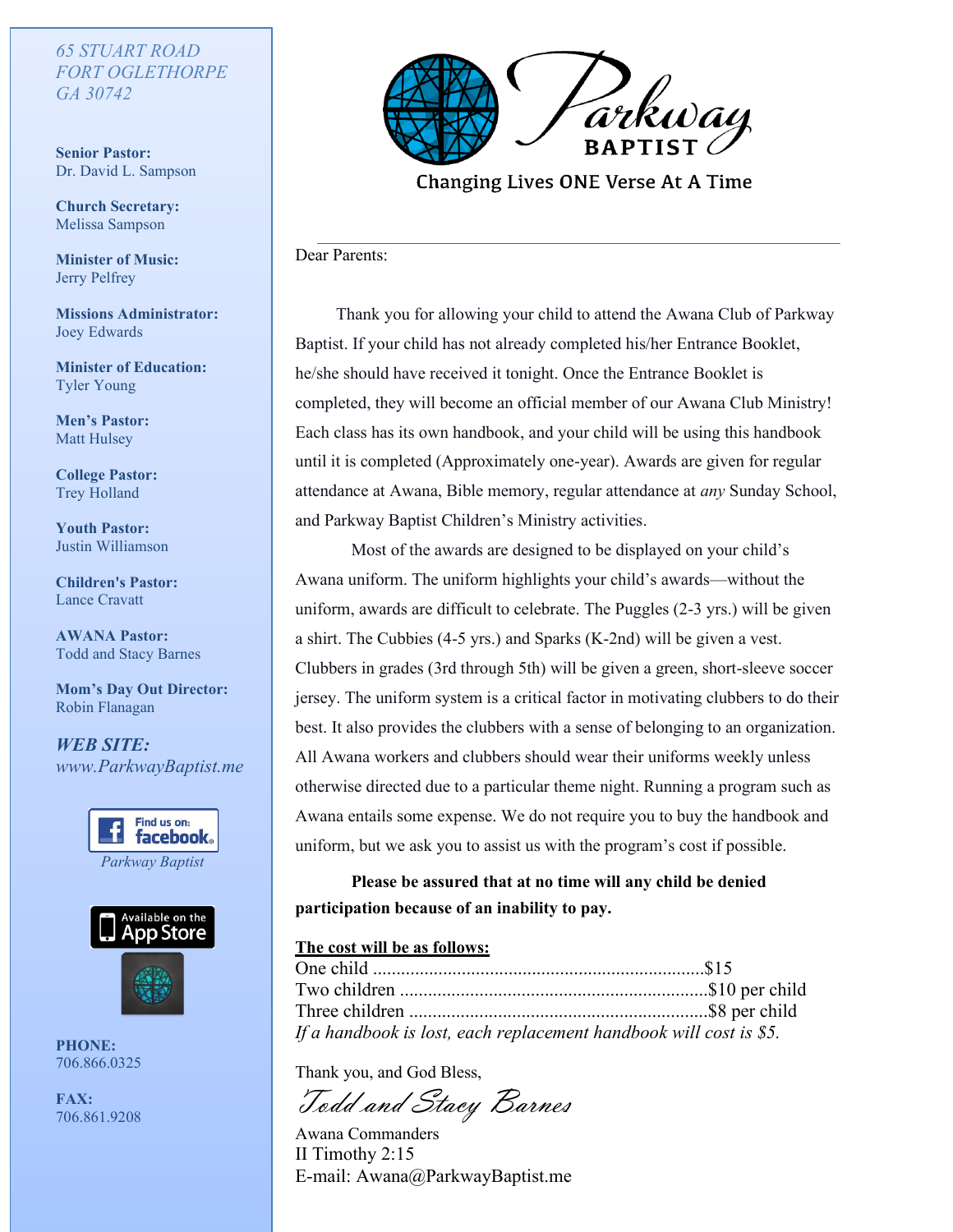*65 STUART ROAD*
*FORT OGLETHORPE*
*GA 30742*

**Senior Pastor:**
Dr. David L. Sampson

**Church Secretary:**
Melissa Sampson

**Minister of Music:**
Jerry Pelfrey

**Missions Administrator:**
Joey Edwards

**Minister of Education:**
Tyler Young

**Men's Pastor:**
Matt Hulsey

**College Pastor:**
Trey Holland

**Youth Pastor:**
Justin Williamson

**Children's Pastor:**
Lance Cravatt

**AWANA Pastor:**
Todd and Stacy Barnes

**Mom's Day Out Director:**
Robin Flanagan

***WEB SITE:***
*www.ParkwayBaptist.me*

Find us on: facebook
*Parkway Baptist*

Available on the App Store

**PHONE:**
706.866.0325

**FAX:**
706.861.9208

Parkway BAPTIST

Changing Lives ONE Verse At A Time

---

Dear Parents:

Thank you for allowing your child to attend the Awana Club of Parkway Baptist. If your child has not already completed his/her Entrance Booklet, he/she should have received it tonight. Once the Entrance Booklet is completed, they will become an official member of our Awana Club Ministry! Each class has its own handbook, and your child will be using this handbook until it is completed (Approximately one-year). Awards are given for regular attendance at Awana, Bible memory, regular attendance at *any* Sunday School, and Parkway Baptist Children's Ministry activities.

Most of the awards are designed to be displayed on your child's Awana uniform. The uniform highlights your child's awards—without the uniform, awards are difficult to celebrate. The Puggles (2-3 yrs.) will be given a shirt. The Cubbies (4-5 yrs.) and Sparks (K-2nd) will be given a vest. Clubbers in grades (3rd through 5th) will be given a green, short-sleeve soccer jersey. The uniform system is a critical factor in motivating clubbers to do their best. It also provides the clubbers with a sense of belonging to an organization. All Awana workers and clubbers should wear their uniforms weekly unless otherwise directed due to a particular theme night. Running a program such as Awana entails some expense. We do not require you to buy the handbook and uniform, but we ask you to assist us with the program's cost if possible.

**Please be assured that at no time will any child be denied participation because of an inability to pay.**

__**The cost will be as follows:**__
One child .......................................................................$15
Two children .................................................................$10 per child
Three children ...............................................................$8 per child
*If a handbook is lost, each replacement handbook will cost is $5.*

Thank you, and God Bless,

*Todd and Stacy Barnes*

Awana Commanders
II Timothy 2:15
E-mail: Awana@ParkwayBaptist.me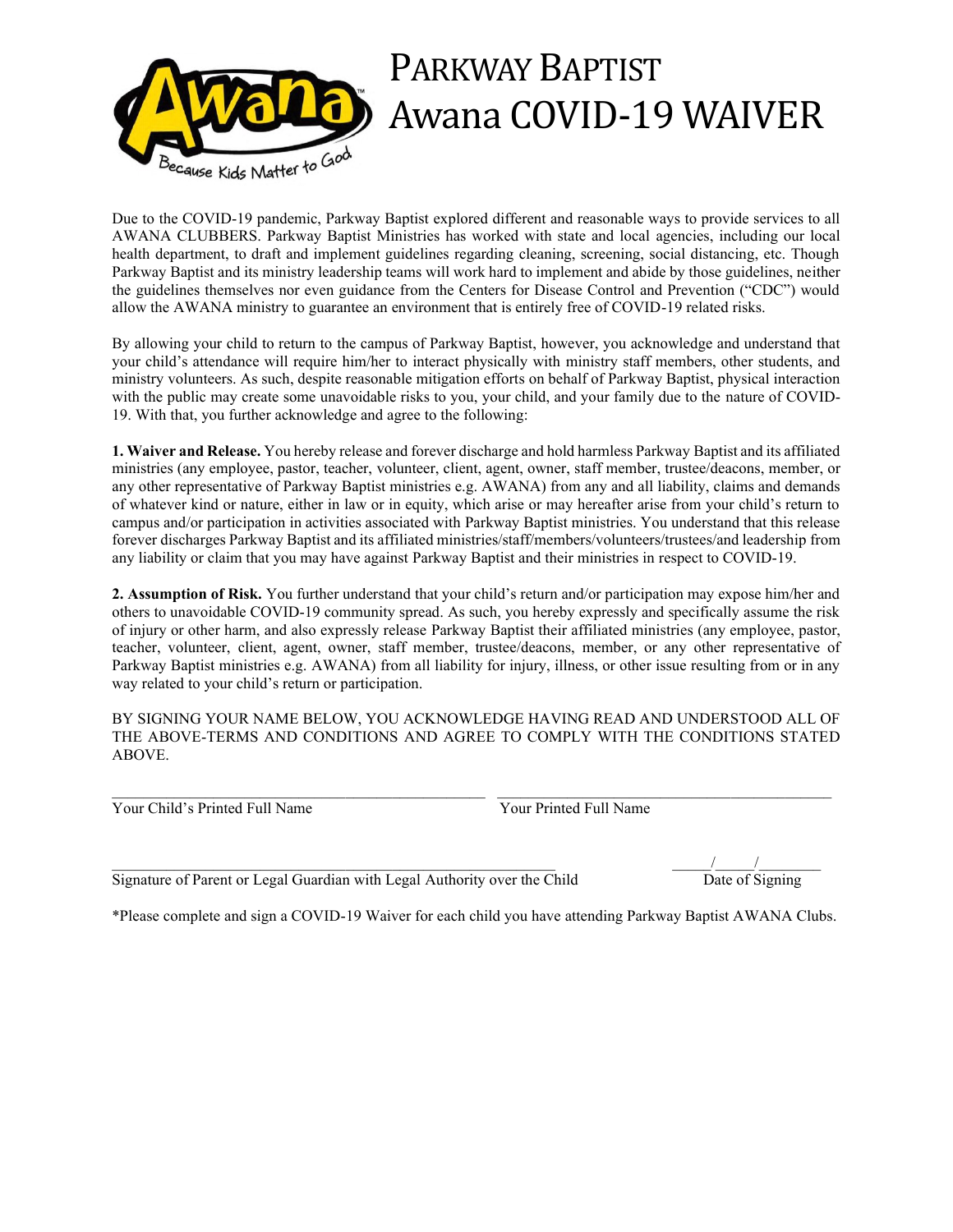# PARKWAY BAPTIST Awana COVID-19 WAIVER

Due to the COVID-19 pandemic, Parkway Baptist explored different and reasonable ways to provide services to all AWANA CLUBBERS. Parkway Baptist Ministries has worked with state and local agencies, including our local health department, to draft and implement guidelines regarding cleaning, screening, social distancing, etc. Though Parkway Baptist and its ministry leadership teams will work hard to implement and abide by those guidelines, neither the guidelines themselves nor even guidance from the Centers for Disease Control and Prevention ("CDC") would allow the AWANA ministry to guarantee an environment that is entirely free of COVID-19 related risks.

By allowing your child to return to the campus of Parkway Baptist, however, you acknowledge and understand that your child's attendance will require him/her to interact physically with ministry staff members, other students, and ministry volunteers. As such, despite reasonable mitigation efforts on behalf of Parkway Baptist, physical interaction with the public may create some unavoidable risks to you, your child, and your family due to the nature of COVID-19. With that, you further acknowledge and agree to the following:

**1. Waiver and Release.** You hereby release and forever discharge and hold harmless Parkway Baptist and its affiliated ministries (any employee, pastor, teacher, volunteer, client, agent, owner, staff member, trustee/deacons, member, or any other representative of Parkway Baptist ministries e.g. AWANA) from any and all liability, claims and demands of whatever kind or nature, either in law or in equity, which arise or may hereafter arise from your child's return to campus and/or participation in activities associated with Parkway Baptist ministries. You understand that this release forever discharges Parkway Baptist and its affiliated ministries/staff/members/volunteers/trustees/and leadership from any liability or claim that you may have against Parkway Baptist and their ministries in respect to COVID-19.

**2. Assumption of Risk.** You further understand that your child's return and/or participation may expose him/her and others to unavoidable COVID-19 community spread. As such, you hereby expressly and specifically assume the risk of injury or other harm, and also expressly release Parkway Baptist their affiliated ministries (any employee, pastor, teacher, volunteer, client, agent, owner, staff member, trustee/deacons, member, or any other representative of Parkway Baptist ministries e.g. AWANA) from all liability for injury, illness, or other issue resulting from or in any way related to your child's return or participation.

BY SIGNING YOUR NAME BELOW, YOU ACKNOWLEDGE HAVING READ AND UNDERSTOOD ALL OF THE ABOVE-TERMS AND CONDITIONS AND AGREE TO COMPLY WITH THE CONDITIONS STATED ABOVE.

\_\_\_\_\_\_\_\_\_\_\_\_\_\_\_\_\_\_\_\_\_\_\_\_\_\_\_\_\_\_\_\_\_\_\_\_\_\_\_\_\_\_\_\_ \_\_\_\_\_\_\_\_\_\_\_\_\_\_\_\_\_\_\_\_\_\_\_\_\_\_\_\_\_\_\_\_\_\_\_\_\_\_\_\_\_\_\_\_

Your Child's Printed Full Name    Your Printed Full Name

\_\_\_\_\_\_\_\_\_\_\_\_\_\_\_\_\_\_\_\_\_\_\_\_\_\_\_\_\_\_\_\_\_\_\_\_\_\_\_\_\_\_\_\_\_\_\_\_\_\_\_\_\_\_\_\_    \_\_\_\_\_/\_\_\_\_\_/\_\_\_\_\_\_\_\_

Signature of Parent or Legal Guardian with Legal Authority over the Child    Date of Signing

*Please complete and sign a COVID-19 Waiver for each child you have attending Parkway Baptist AWANA Clubs.